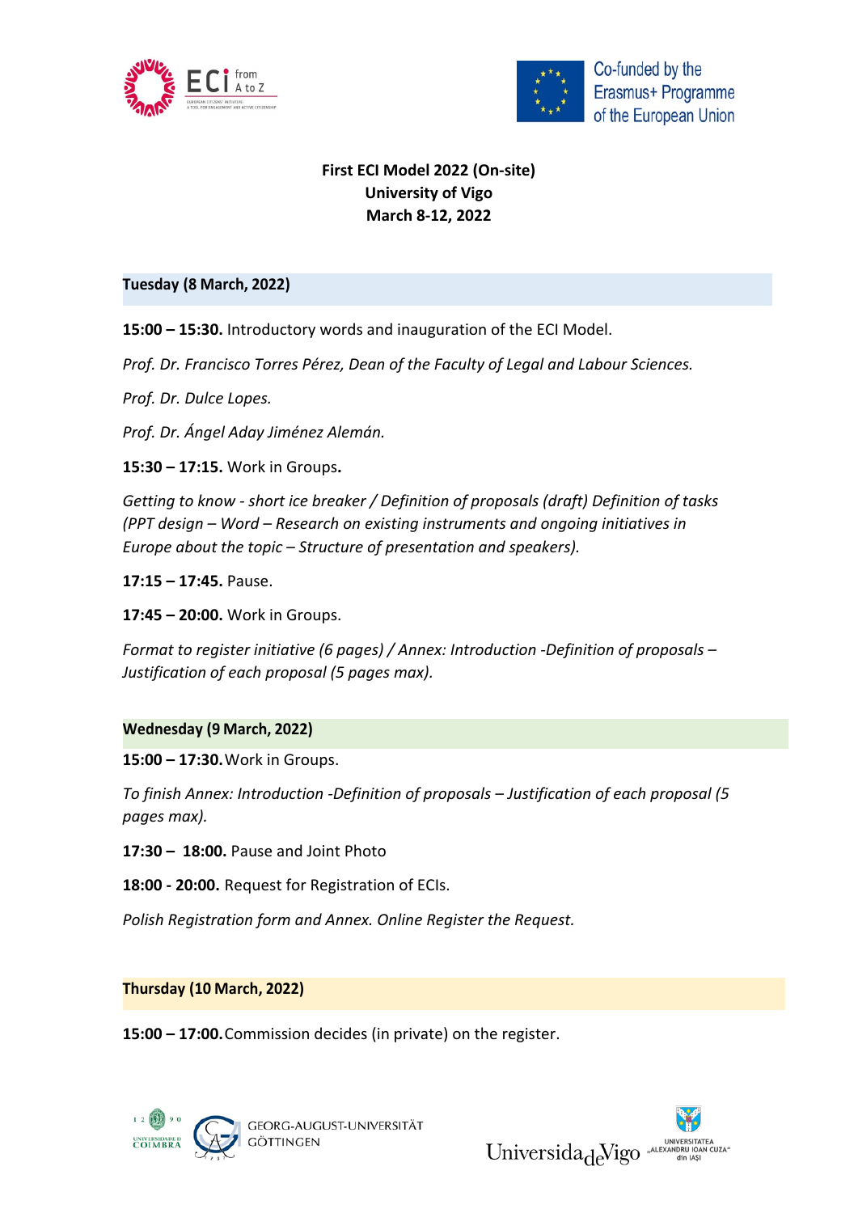**First ECI Model 2022 (On-site)**
**University of Vigo**
**March 8-12, 2022**

### Tuesday (8 March, 2022)

**15:00 – 15:30.** Introductory words and inauguration of the ECI Model.

*Prof. Dr. Francisco Torres Pérez, Dean of the Faculty of Legal and Labour Sciences.*

*Prof. Dr. Dulce Lopes.*

*Prof. Dr. Ángel Aday Jiménez Alemán.*

**15:30 – 17:15.** Work in Groups**.**

*Getting to know - short ice breaker / Definition of proposals (draft) Definition of tasks (PPT design – Word – Research on existing instruments and ongoing initiatives in Europe about the topic – Structure of presentation and speakers).*

**17:15 – 17:45.** Pause.

**17:45 – 20:00.** Work in Groups.

*Format to register initiative (6 pages) / Annex: Introduction -Definition of proposals – Justification of each proposal (5 pages max).*

### Wednesday (9 March, 2022)

**15:00 – 17:30.** Work in Groups.

*To finish Annex: Introduction -Definition of proposals – Justification of each proposal (5 pages max).*

**17:30 – 18:00.** Pause and Joint Photo

**18:00 - 20:00.** Request for Registration of ECIs.

*Polish Registration form and Annex. Online Register the Request.*

### Thursday (10 March, 2022)

**15:00 – 17:00.** Commission decides (in private) on the register.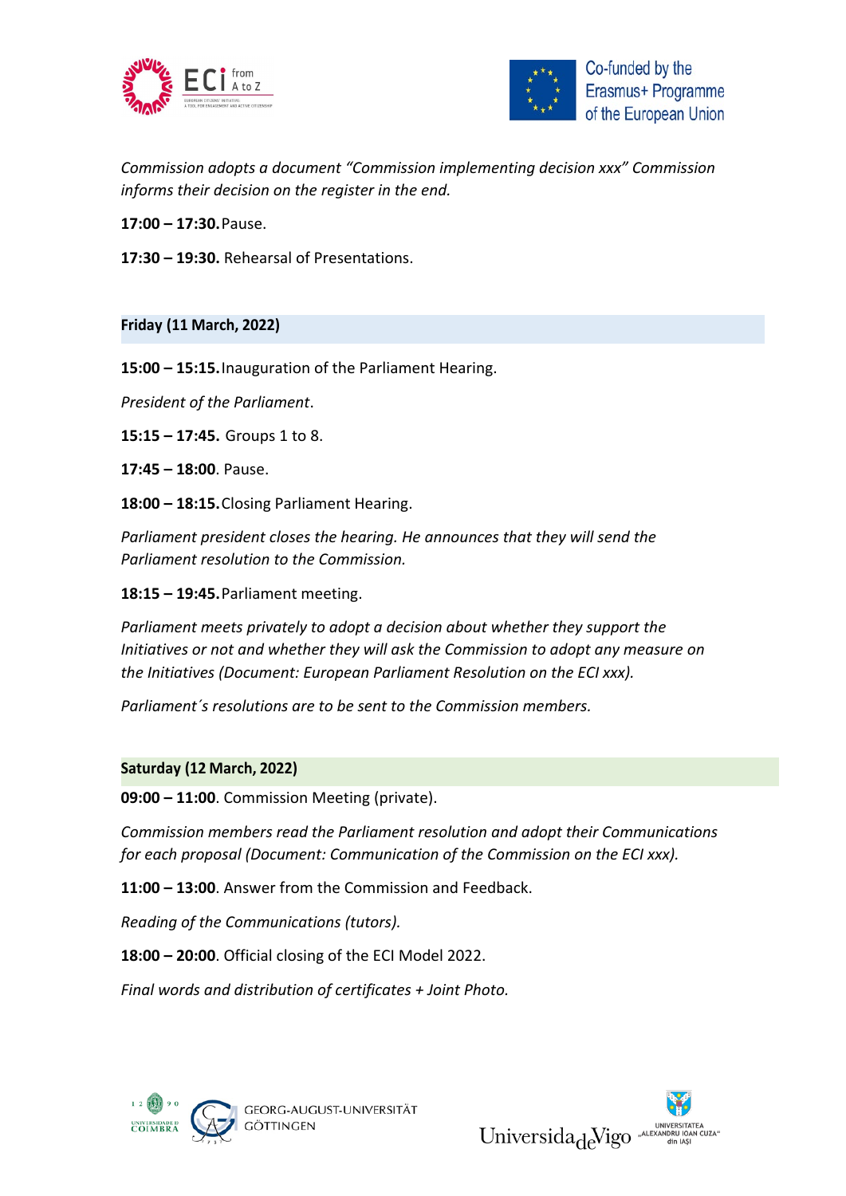*Commission adopts a document "Commission implementing decision xxx" Commission informs their decision on the register in the end.*

**17:00 – 17:30.** Pause.

**17:30 – 19:30.** Rehearsal of Presentations.

**Friday (11 March, 2022)**

**15:00 – 15:15.** Inauguration of the Parliament Hearing.

*President of the Parliament*.

**15:15 – 17:45.** Groups 1 to 8.

**17:45 – 18:00**. Pause.

**18:00 – 18:15.** Closing Parliament Hearing.

*Parliament president closes the hearing. He announces that they will send the Parliament resolution to the Commission.*

**18:15 – 19:45.** Parliament meeting.

*Parliament meets privately to adopt a decision about whether they support the Initiatives or not and whether they will ask the Commission to adopt any measure on the Initiatives (Document: European Parliament Resolution on the ECI xxx).*

*Parliament´s resolutions are to be sent to the Commission members.*

**Saturday (12 March, 2022)**

**09:00 – 11:00**. Commission Meeting (private).

*Commission members read the Parliament resolution and adopt their Communications for each proposal (Document: Communication of the Commission on the ECI xxx).*

**11:00 – 13:00**. Answer from the Commission and Feedback.

*Reading of the Communications (tutors).*

**18:00 – 20:00**. Official closing of the ECI Model 2022.

*Final words and distribution of certificates + Joint Photo.*